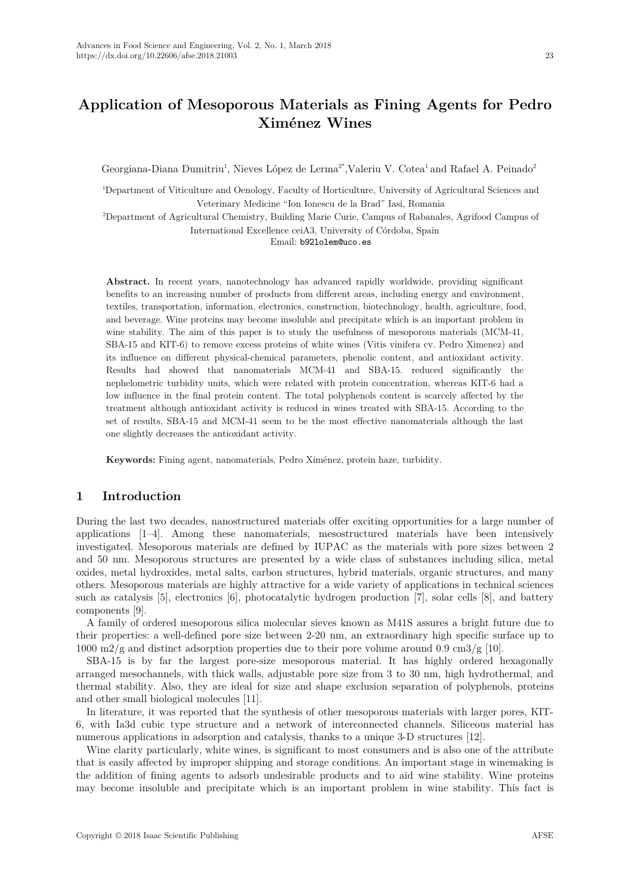# Application of Mesoporous Materials as Fining Agents for Pedro Ximénez Wines

Georgiana-Diana Dumitriu[1], Nieves López de Lerma[2*], Valeriu V. Cotea[1] and Rafael A. Peinado[2]

[1]Department of Viticulture and Oenology, Faculty of Horticulture, University of Agricultural Sciences and Veterinary Medicine "Ion Ionescu de la Brad" Iasi, Romania

[2]Department of Agricultural Chemistry, Building Marie Curie, Campus of Rabanales, Agrifood Campus of International Excellence ceiA3, University of Córdoba, Spain

Email: b92lolem@uco.es

**Abstract.** In recent years, nanotechnology has advanced rapidly worldwide, providing significant benefits to an increasing number of products from different areas, including energy and environment, textiles, transportation, information, electronics, construction, biotechnology, health, agriculture, food, and beverage. Wine proteins may become insoluble and precipitate which is an important problem in wine stability. The aim of this paper is to study the usefulness of mesoporous materials (MCM-41, SBA-15 and KIT-6) to remove excess proteins of white wines (Vitis vinifera cv. Pedro Ximenez) and its influence on different physical-chemical parameters, phenolic content, and antioxidant activity. Results had showed that nanomaterials MCM-41 and SBA-15. reduced significantly the nephelometric turbidity units, which were related with protein concentration, whereas KIT-6 had a low influence in the final protein content. The total polyphenols content is scarcely affected by the treatment although antioxidant activity is reduced in wines treated with SBA-15. According to the set of results, SBA-15 and MCM-41 seem to be the most effective nanomaterials although the last one slightly decreases the antioxidant activity.

**Keywords:** Fining agent, nanomaterials, Pedro Ximénez, protein haze, turbidity.

## 1 Introduction

During the last two decades, nanostructured materials offer exciting opportunities for a large number of applications [1–4]. Among these nanomaterials, mesostructured materials have been intensively investigated. Mesoporous materials are defined by IUPAC as the materials with pore sizes between 2 and 50 nm. Mesoporous structures are presented by a wide class of substances including silica, metal oxides, metal hydroxides, metal salts, carbon structures, hybrid materials, organic structures, and many others. Mesoporous materials are highly attractive for a wide variety of applications in technical sciences such as catalysis [5], electronics [6], photocatalytic hydrogen production [7], solar cells [8], and battery components [9].

A family of ordered mesoporous silica molecular sieves known as M41S assures a bright future due to their properties: a well-defined pore size between 2-20 nm, an extraordinary high specific surface up to 1000 m2/g and distinct adsorption properties due to their pore volume around 0.9 cm3/g [10].

SBA-15 is by far the largest pore-size mesoporous material. It has highly ordered hexagonally arranged mesochannels, with thick walls, adjustable pore size from 3 to 30 nm, high hydrothermal, and thermal stability. Also, they are ideal for size and shape exclusion separation of polyphenols, proteins and other small biological molecules [11].

In literature, it was reported that the synthesis of other mesoporous materials with larger pores, KIT-6, with Ia3d cubic type structure and a network of interconnected channels. Siliceous material has numerous applications in adsorption and catalysis, thanks to a unique 3-D structures [12].

Wine clarity particularly, white wines, is significant to most consumers and is also one of the attribute that is easily affected by improper shipping and storage conditions. An important stage in winemaking is the addition of fining agents to adsorb undesirable products and to aid wine stability. Wine proteins may become insoluble and precipitate which is an important problem in wine stability. This fact is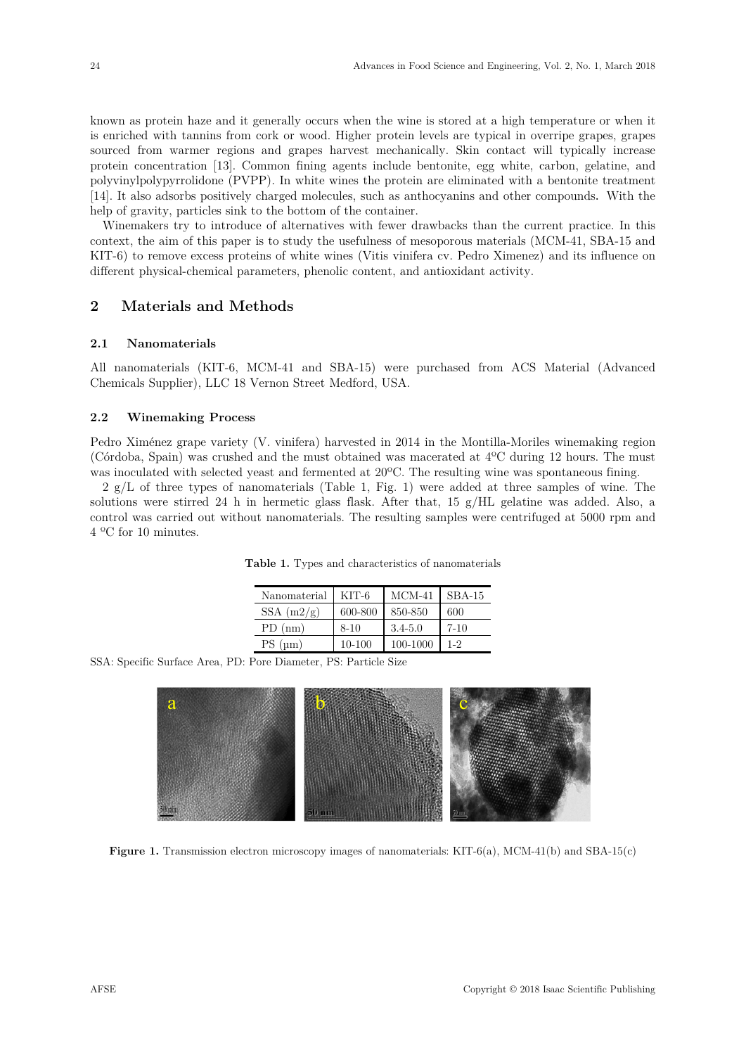known as protein haze and it generally occurs when the wine is stored at a high temperature or when it is enriched with tannins from cork or wood. Higher protein levels are typical in overripe grapes, grapes sourced from warmer regions and grapes harvest mechanically. Skin contact will typically increase protein concentration [13]. Common fining agents include bentonite, egg white, carbon, gelatine, and polyvinylpolypyrrolidone (PVPP). In white wines the protein are eliminated with a bentonite treatment [14]. It also adsorbs positively charged molecules, such as anthocyanins and other compounds. With the help of gravity, particles sink to the bottom of the container.

Winemakers try to introduce of alternatives with fewer drawbacks than the current practice. In this context, the aim of this paper is to study the usefulness of mesoporous materials (MCM-41, SBA-15 and KIT-6) to remove excess proteins of white wines (Vitis vinifera cv. Pedro Ximenez) and its influence on different physical-chemical parameters, phenolic content, and antioxidant activity.

## 2 Materials and Methods

### 2.1 Nanomaterials

All nanomaterials (KIT-6, MCM-41 and SBA-15) were purchased from ACS Material (Advanced Chemicals Supplier), LLC 18 Vernon Street Medford, USA.

### 2.2 Winemaking Process

Pedro Ximénez grape variety (V. vinifera) harvested in 2014 in the Montilla-Moriles winemaking region (Córdoba, Spain) was crushed and the must obtained was macerated at 4ºC during 12 hours. The must was inoculated with selected yeast and fermented at 20ºC. The resulting wine was spontaneous fining.

2 g/L of three types of nanomaterials (Table 1, Fig. 1) were added at three samples of wine. The solutions were stirred 24 h in hermetic glass flask. After that, 15 g/HL gelatine was added. Also, a control was carried out without nanomaterials. The resulting samples were centrifuged at 5000 rpm and 4 ºC for 10 minutes.

**Table 1.** Types and characteristics of nanomaterials

| Nanomaterial | KIT-6 | MCM-41 | SBA-15 |
|---|---|---|---|
| SSA (m2/g) | 600-800 | 850-850 | 600 |
| PD (nm) | 8-10 | 3.4-5.0 | 7-10 |
| PS (μm) | 10-100 | 100-1000 | 1-2 |

SSA: Specific Surface Area, PD: Pore Diameter, PS: Particle Size

**Figure 1.** Transmission electron microscopy images of nanomaterials: KIT-6(a), MCM-41(b) and SBA-15(c)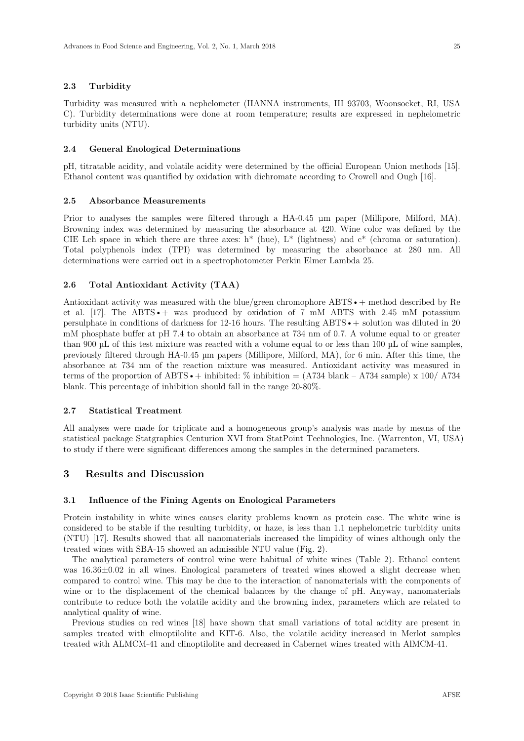### 2.3 Turbidity

Turbidity was measured with a nephelometer (HANNA instruments, HI 93703, Woonsocket, RI, USA C). Turbidity determinations were done at room temperature; results are expressed in nephelometric turbidity units (NTU).

### 2.4 General Enological Determinations

pH, titratable acidity, and volatile acidity were determined by the official European Union methods [15]. Ethanol content was quantified by oxidation with dichromate according to Crowell and Ough [16].

### 2.5 Absorbance Measurements

Prior to analyses the samples were filtered through a HA-0.45 µm paper (Millipore, Milford, MA). Browning index was determined by measuring the absorbance at 420. Wine color was defined by the CIE Lch space in which there are three axes: h* (hue), L* (lightness) and c* (chroma or saturation). Total polyphenols index (TPI) was determined by measuring the absorbance at 280 nm. All determinations were carried out in a spectrophotometer Perkin Elmer Lambda 25.

### 2.6 Total Antioxidant Activity (TAA)

Antioxidant activity was measured with the blue/green chromophore ABTS•+ method described by Re et al. [17]. The ABTS•+ was produced by oxidation of 7 mM ABTS with 2.45 mM potassium persulphate in conditions of darkness for 12-16 hours. The resulting ABTS•+ solution was diluted in 20 mM phosphate buffer at pH 7.4 to obtain an absorbance at 734 nm of 0.7. A volume equal to or greater than 900 µL of this test mixture was reacted with a volume equal to or less than 100 µL of wine samples, previously filtered through HA-0.45 µm papers (Millipore, Milford, MA), for 6 min. After this time, the absorbance at 734 nm of the reaction mixture was measured. Antioxidant activity was measured in terms of the proportion of ABTS•+ inhibited: % inhibition = (A734 blank – A734 sample) x 100/ A734 blank. This percentage of inhibition should fall in the range 20-80%.

### 2.7 Statistical Treatment

All analyses were made for triplicate and a homogeneous group's analysis was made by means of the statistical package Statgraphics Centurion XVI from StatPoint Technologies, Inc. (Warrenton, VI, USA) to study if there were significant differences among the samples in the determined parameters.

## 3 Results and Discussion

### 3.1 Influence of the Fining Agents on Enological Parameters

Protein instability in white wines causes clarity problems known as protein case. The white wine is considered to be stable if the resulting turbidity, or haze, is less than 1.1 nephelometric turbidity units (NTU) [17]. Results showed that all nanomaterials increased the limpidity of wines although only the treated wines with SBA-15 showed an admissible NTU value (Fig. 2).

The analytical parameters of control wine were habitual of white wines (Table 2). Ethanol content was 16.36±0.02 in all wines. Enological parameters of treated wines showed a slight decrease when compared to control wine. This may be due to the interaction of nanomaterials with the components of wine or to the displacement of the chemical balances by the change of pH. Anyway, nanomaterials contribute to reduce both the volatile acidity and the browning index, parameters which are related to analytical quality of wine.

Previous studies on red wines [18] have shown that small variations of total acidity are present in samples treated with clinoptilolite and KIT-6. Also, the volatile acidity increased in Merlot samples treated with ALMCM-41 and clinoptilolite and decreased in Cabernet wines treated with AlMCM-41.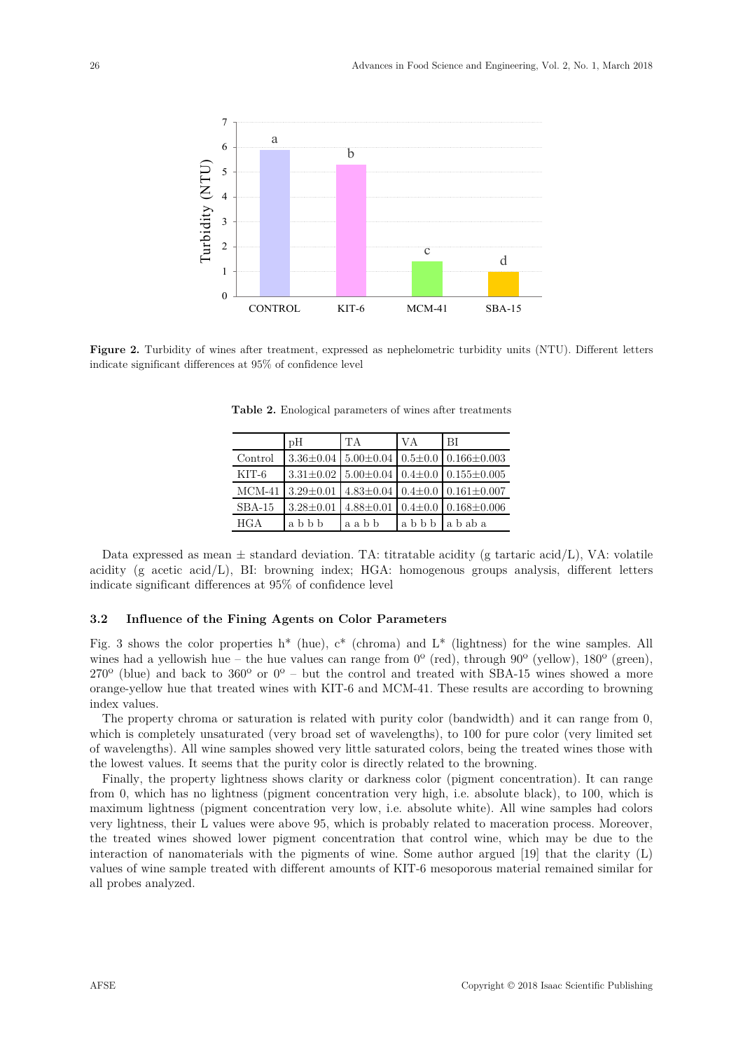**Figure 2.** Turbidity of wines after treatment, expressed as nephelometric turbidity units (NTU). Different letters indicate significant differences at 95% of confidence level

**Table 2.** Enological parameters of wines after treatments

| | pH | TA | VA | BI |
|---|---|---|---|---|
| Control | 3.36±0.04 | 5.00±0.04 | 0.5±0.0 | 0.166±0.003 |
| KIT-6 | 3.31±0.02 | 5.00±0.04 | 0.4±0.0 | 0.155±0.005 |
| MCM-41 | 3.29±0.01 | 4.83±0.04 | 0.4±0.0 | 0.161±0.007 |
| SBA-15 | 3.28±0.01 | 4.88±0.01 | 0.4±0.0 | 0.168±0.006 |
| HGA | a b b b | a a b b | a b b b | a b ab a |

Data expressed as mean ± standard deviation. TA: titratable acidity (g tartaric acid/L), VA: volatile acidity (g acetic acid/L), BI: browning index; HGA: homogenous groups analysis, different letters indicate significant differences at 95% of confidence level

### 3.2 Influence of the Fining Agents on Color Parameters

Fig. 3 shows the color properties h* (hue), c* (chroma) and L* (lightness) for the wine samples. All wines had a yellowish hue – the hue values can range from 0º (red), through 90º (yellow), 180º (green), 270º (blue) and back to 360º or 0º – but the control and treated with SBA-15 wines showed a more orange-yellow hue that treated wines with KIT-6 and MCM-41. These results are according to browning index values.

The property chroma or saturation is related with purity color (bandwidth) and it can range from 0, which is completely unsaturated (very broad set of wavelengths), to 100 for pure color (very limited set of wavelengths). All wine samples showed very little saturated colors, being the treated wines those with the lowest values. It seems that the purity color is directly related to the browning.

Finally, the property lightness shows clarity or darkness color (pigment concentration). It can range from 0, which has no lightness (pigment concentration very high, i.e. absolute black), to 100, which is maximum lightness (pigment concentration very low, i.e. absolute white). All wine samples had colors very lightness, their L values were above 95, which is probably related to maceration process. Moreover, the treated wines showed lower pigment concentration that control wine, which may be due to the interaction of nanomaterials with the pigments of wine. Some author argued [19] that the clarity (L) values of wine sample treated with different amounts of KIT-6 mesoporous material remained similar for all probes analyzed.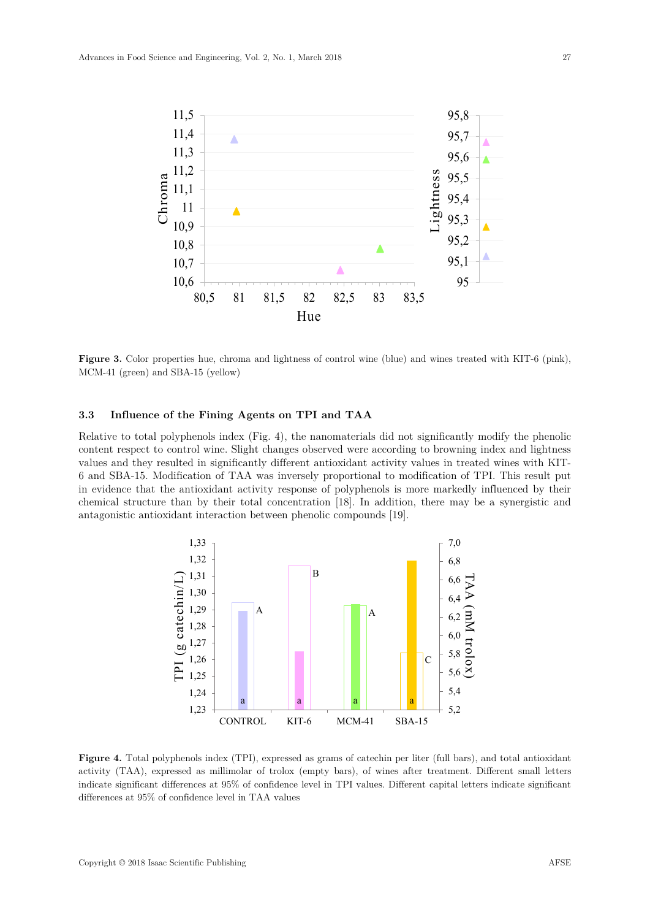Figure 3. Color properties hue, chroma and lightness of control wine (blue) and wines treated with KIT-6 (pink), MCM-41 (green) and SBA-15 (yellow)

### 3.3 Influence of the Fining Agents on TPI and TAA

Relative to total polyphenols index (Fig. 4), the nanomaterials did not significantly modify the phenolic content respect to control wine. Slight changes observed were according to browning index and lightness values and they resulted in significantly different antioxidant activity values in treated wines with KIT-6 and SBA-15. Modification of TAA was inversely proportional to modification of TPI. This result put in evidence that the antioxidant activity response of polyphenols is more markedly influenced by their chemical structure than by their total concentration [18]. In addition, there may be a synergistic and antagonistic antioxidant interaction between phenolic compounds [19].

Figure 4. Total polyphenols index (TPI), expressed as grams of catechin per liter (full bars), and total antioxidant activity (TAA), expressed as millimolar of trolox (empty bars), of wines after treatment. Different small letters indicate significant differences at 95% of confidence level in TPI values. Different capital letters indicate significant differences at 95% of confidence level in TAA values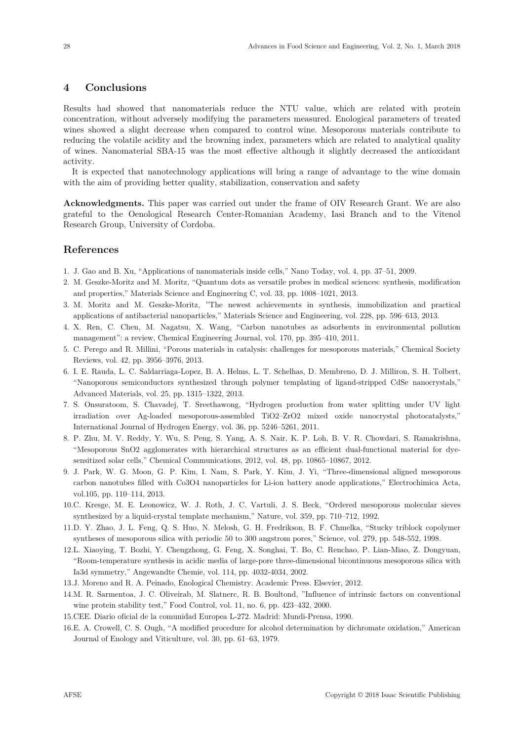## 4 Conclusions

Results had showed that nanomaterials reduce the NTU value, which are related with protein concentration, without adversely modifying the parameters measured. Enological parameters of treated wines showed a slight decrease when compared to control wine. Mesoporous materials contribute to reducing the volatile acidity and the browning index, parameters which are related to analytical quality of wines. Nanomaterial SBA-15 was the most effective although it slightly decreased the antioxidant activity.

It is expected that nanotechnology applications will bring a range of advantage to the wine domain with the aim of providing better quality, stabilization, conservation and safety

**Acknowledgments.** This paper was carried out under the frame of OIV Research Grant. We are also grateful to the Oenological Research Center-Romanian Academy, Iasi Branch and to the Vitenol Research Group, University of Cordoba.

## References

1. J. Gao and B. Xu, "Applications of nanomaterials inside cells," Nano Today, vol. 4, pp. 37–51, 2009.
2. M. Geszke-Moritz and M. Moritz, "Quantum dots as versatile probes in medical sciences: synthesis, modification and properties," Materials Science and Engineering C, vol. 33, pp. 1008–1021, 2013.
3. M. Moritz and M. Geszke-Moritz, "The newest achievements in synthesis, immobilization and practical applications of antibacterial nanoparticles," Materials Science and Engineering, vol. 228, pp. 596–613, 2013.
4. X. Ren, C. Chen, M. Nagatsu, X. Wang, "Carbon nanotubes as adsorbents in environmental pollution management": a review, Chemical Engineering Journal, vol. 170, pp. 395–410, 2011.
5. C. Perego and R. Millini, "Porous materials in catalysis: challenges for mesoporous materials," Chemical Society Reviews, vol. 42, pp. 3956–3976, 2013.
6. I. E. Rauda, L. C. Saldarriaga-Lopez, B. A. Helms, L. T. Schelhas, D. Membreno, D. J. Milliron, S. H. Tolbert, "Nanoporous semiconductors synthesized through polymer templating of ligand-stripped CdSe nanocrystals," Advanced Materials, vol. 25, pp. 1315–1322, 2013.
7. S. Onsuratoom, S. Chavadej, T. Sreethawong, "Hydrogen production from water splitting under UV light irradiation over Ag-loaded mesoporous-assembled TiO2–ZrO2 mixed oxide nanocrystal photocatalysts," International Journal of Hydrogen Energy, vol. 36, pp. 5246–5261, 2011.
8. P. Zhu, M. V. Reddy, Y. Wu, S. Peng, S. Yang, A. S. Nair, K. P. Loh, B. V. R. Chowdari, S. Ramakrishna, "Mesoporous SnO2 agglomerates with hierarchical structures as an efficient dual-functional material for dye-sensitized solar cells," Chemical Communications, 2012, vol. 48, pp. 10865–10867, 2012.
9. J. Park, W. G. Moon, G. P. Kim, I. Nam, S. Park, Y. Kim, J. Yi, "Three-dimensional aligned mesoporous carbon nanotubes filled with Co3O4 nanoparticles for Li-ion battery anode applications," Electrochimica Acta, vol.105, pp. 110–114, 2013.
10. C. Kresge, M. E. Leonowicz, W. J. Roth, J. C. Vartuli, J. S. Beck, "Ordered mesoporous molecular sieves synthesized by a liquid-crystal template mechanism," Nature, vol. 359, pp. 710–712, 1992.
11. D. Y. Zhao, J. L. Feng, Q. S. Huo, N. Melosh, G. H. Fredrikson, B. F. Chmelka, "Stucky triblock copolymer syntheses of mesoporous silica with periodic 50 to 300 angstrom pores," Science, vol. 279, pp. 548-552, 1998.
12. L. Xiaoying, T. Bozhi, Y. Chengzhong, G. Feng, X. Songhai, T. Bo, C. Renchao, P. Lian-Miao, Z. Dongyuan, "Room-temperature synthesis in acidic media of large-pore three-dimensional bicontinuous mesoporous silica with Ia3d symmetry," Angewandte Chemie, vol. 114, pp. 4032-4034, 2002.
13. J. Moreno and R. A. Peinado, Enological Chemistry. Academic Press. Elsevier, 2012.
14. M. R. Sarmentoa, J. C. Oliveirab, M. Slatnerc, R. B. Boultond, "Influence of intrinsic factors on conventional wine protein stability test," Food Control, vol. 11, no. 6, pp. 423–432, 2000.
15. CEE. Diario oficial de la comunidad Europea L-272. Madrid: Mundi-Prensa, 1990.
16. E. A. Crowell, C. S. Ough, "A modified procedure for alcohol determination by dichromate oxidation," American Journal of Enology and Viticulture, vol. 30, pp. 61–63, 1979.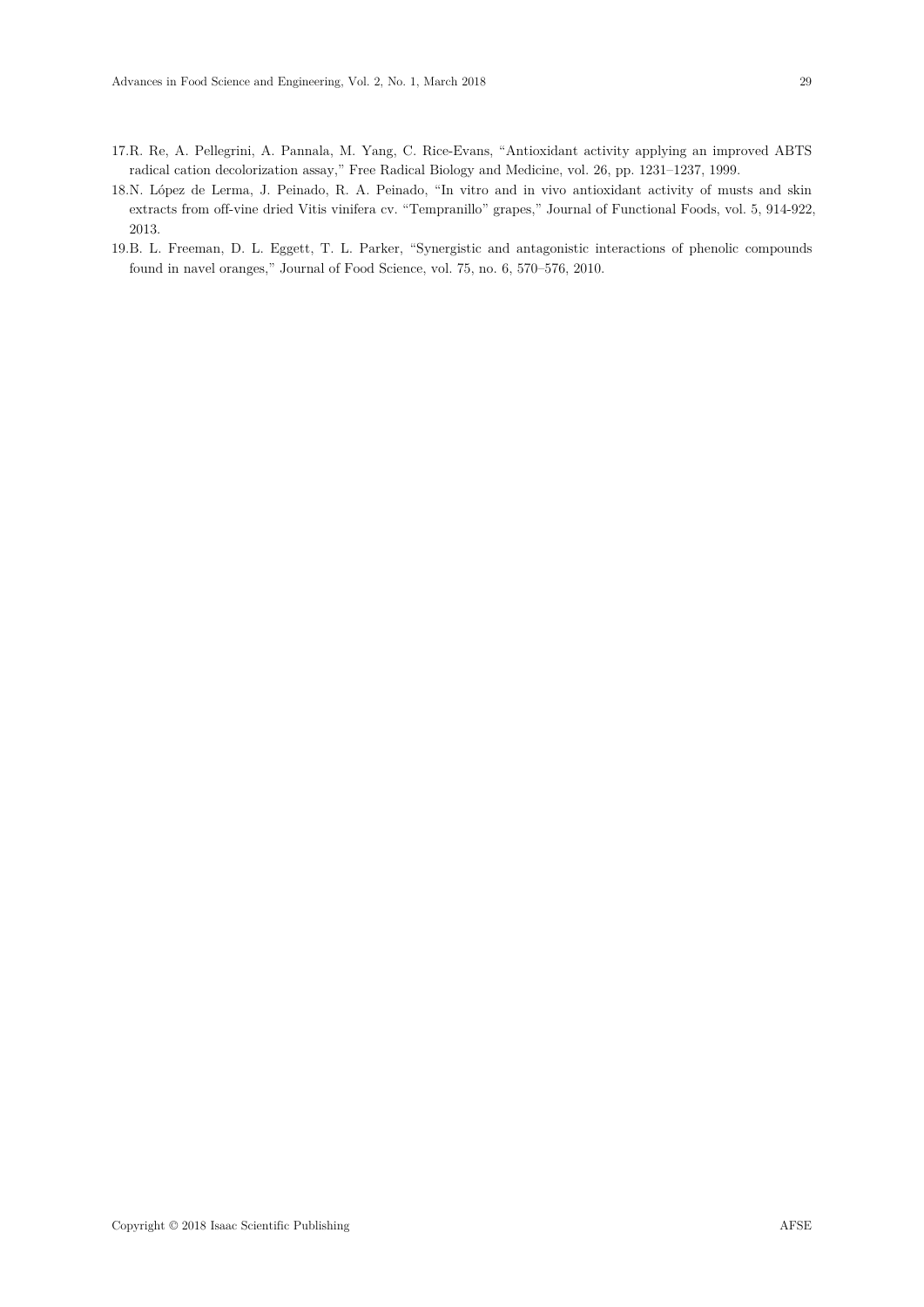17. R. Re, A. Pellegrini, A. Pannala, M. Yang, C. Rice-Evans, "Antioxidant activity applying an improved ABTS radical cation decolorization assay," Free Radical Biology and Medicine, vol. 26, pp. 1231–1237, 1999.
18. N. López de Lerma, J. Peinado, R. A. Peinado, "In vitro and in vivo antioxidant activity of musts and skin extracts from off-vine dried Vitis vinifera cv. "Tempranillo" grapes," Journal of Functional Foods, vol. 5, 914-922, 2013.
19. B. L. Freeman, D. L. Eggett, T. L. Parker, "Synergistic and antagonistic interactions of phenolic compounds found in navel oranges," Journal of Food Science, vol. 75, no. 6, 570–576, 2010.